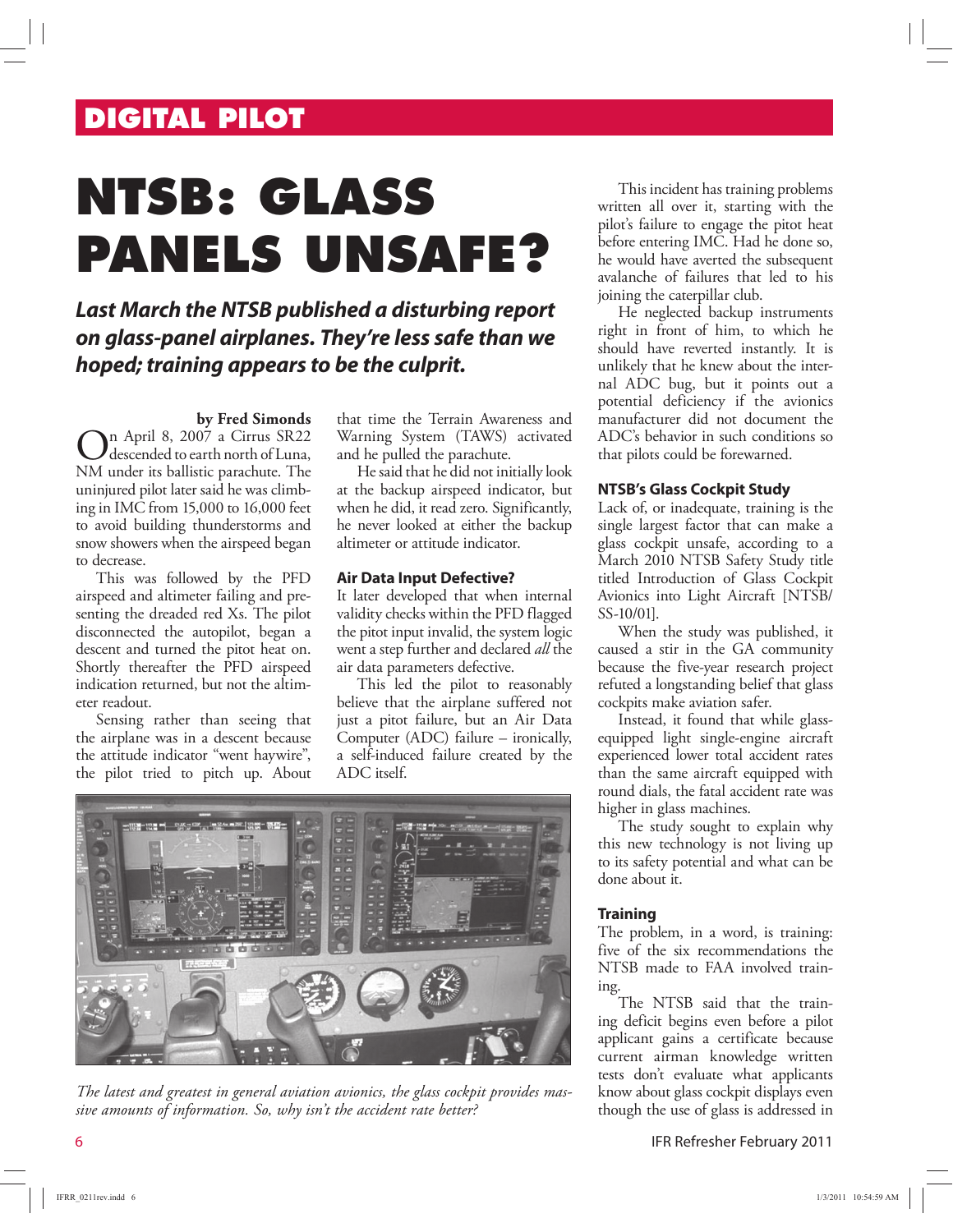DIGITAL PILOT

# NTSB: GLASS PANELS UNSAFE?

***Last March the NTSB published a disturbing report on glass-panel airplanes. They're less safe than we hoped; training appears to be the culprit.***

**by Fred Simonds**

On April 8, 2007 a Cirrus SR22 descended to earth north of Luna, NM under its ballistic parachute. The uninjured pilot later said he was climbing in IMC from 15,000 to 16,000 feet to avoid building thunderstorms and snow showers when the airspeed began to decrease.

This was followed by the PFD airspeed and altimeter failing and presenting the dreaded red Xs. The pilot disconnected the autopilot, began a descent and turned the pitot heat on. Shortly thereafter the PFD airspeed indication returned, but not the altimeter readout.

Sensing rather than seeing that the airplane was in a descent because the attitude indicator "went haywire", the pilot tried to pitch up. About that time the Terrain Awareness and Warning System (TAWS) activated and he pulled the parachute.

He said that he did not initially look at the backup airspeed indicator, but when he did, it read zero. Significantly, he never looked at either the backup altimeter or attitude indicator.

### Air Data Input Defective?

It later developed that when internal validity checks within the PFD flagged the pitot input invalid, the system logic went a step further and declared *all* the air data parameters defective.

This led the pilot to reasonably believe that the airplane suffered not just a pitot failure, but an Air Data Computer (ADC) failure – ironically, a self-induced failure created by the ADC itself.

*The latest and greatest in general aviation avionics, the glass cockpit provides massive amounts of information. So, why isn't the accident rate better?*

This incident has training problems written all over it, starting with the pilot's failure to engage the pitot heat before entering IMC. Had he done so, he would have averted the subsequent avalanche of failures that led to his joining the caterpillar club.

He neglected backup instruments right in front of him, to which he should have reverted instantly. It is unlikely that he knew about the internal ADC bug, but it points out a potential deficiency if the avionics manufacturer did not document the ADC's behavior in such conditions so that pilots could be forewarned.

### NTSB's Glass Cockpit Study

Lack of, or inadequate, training is the single largest factor that can make a glass cockpit unsafe, according to a March 2010 NTSB Safety Study title titled Introduction of Glass Cockpit Avionics into Light Aircraft [NTSB/SS-10/01].

When the study was published, it caused a stir in the GA community because the five-year research project refuted a longstanding belief that glass cockpits make aviation safer.

Instead, it found that while glass-equipped light single-engine aircraft experienced lower total accident rates than the same aircraft equipped with round dials, the fatal accident rate was higher in glass machines.

The study sought to explain why this new technology is not living up to its safety potential and what can be done about it.

### Training

The problem, in a word, is training: five of the six recommendations the NTSB made to FAA involved training.

The NTSB said that the training deficit begins even before a pilot applicant gains a certificate because current airman knowledge written tests don't evaluate what applicants know about glass cockpit displays even though the use of glass is addressed in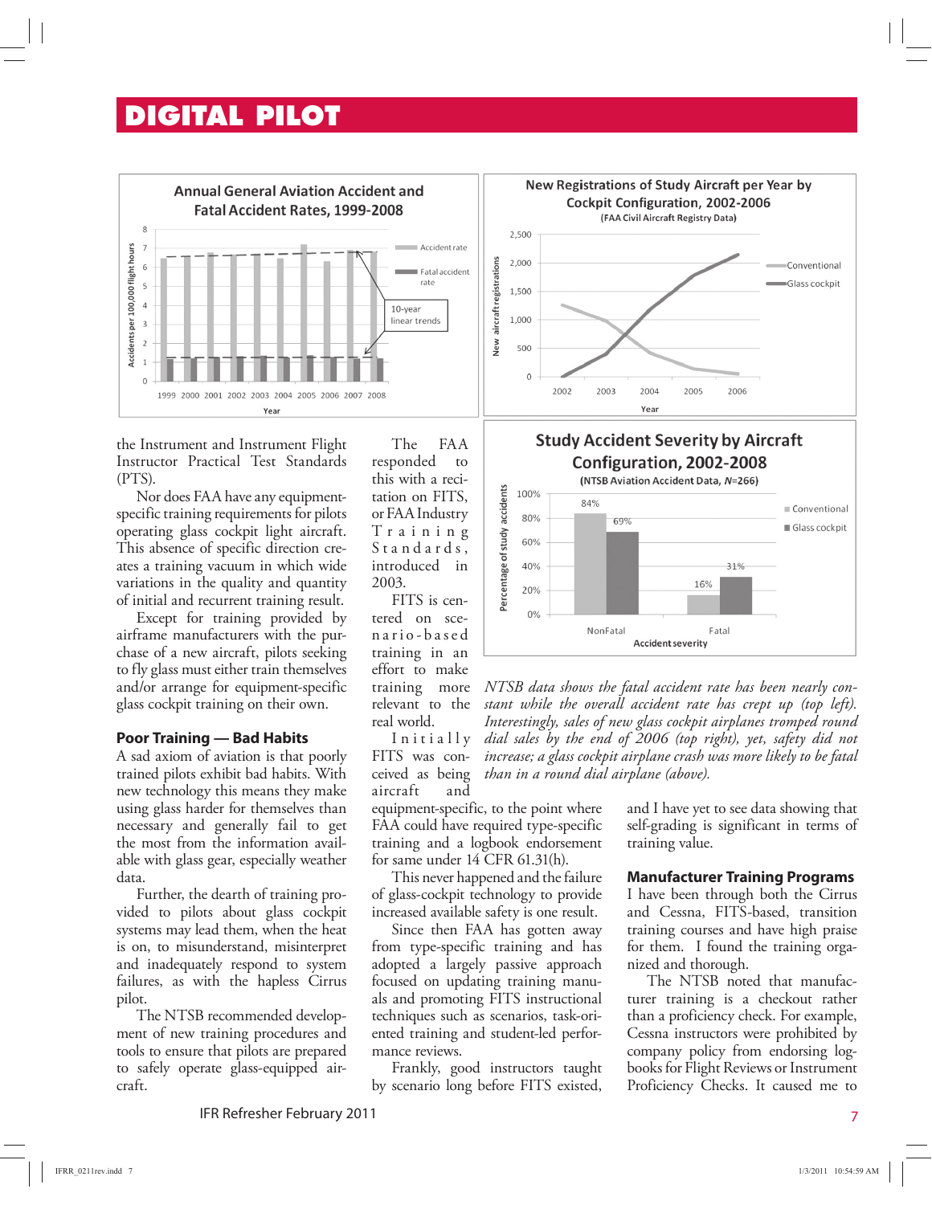## DIGITAL PILOT

**Annual General Aviation Accident and Fatal Accident Rates, 1999-2008**

**New Registrations of Study Aircraft per Year by Cockpit Configuration, 2002-2006** (FAA Civil Aircraft Registry Data)

**Study Accident Severity by Aircraft Configuration, 2002-2008** (NTSB Aviation Accident Data, N=266)

| Accident severity | Conventional | Glass cockpit |
|---|---|---|
| NonFatal | 84% | 69% |
| Fatal | 16% | 31% |

*NTSB data shows the fatal accident rate has been nearly constant while the overall accident rate has crept up (top left). Interestingly, sales of new glass cockpit airplanes tromped round dial sales by the end of 2006 (top right), yet, safety did not increase; a glass cockpit airplane crash was more likely to be fatal than in a round dial airplane (above).*

the Instrument and Instrument Flight Instructor Practical Test Standards (PTS).

Nor does FAA have any equipment-specific training requirements for pilots operating glass cockpit light aircraft. This absence of specific direction creates a training vacuum in which wide variations in the quality and quantity of initial and recurrent training result.

Except for training provided by airframe manufacturers with the purchase of a new aircraft, pilots seeking to fly glass must either train themselves and/or arrange for equipment-specific glass cockpit training on their own.

### Poor Training — Bad Habits

A sad axiom of aviation is that poorly trained pilots exhibit bad habits. With new technology this means they make using glass harder for themselves than necessary and generally fail to get the most from the information available with glass gear, especially weather data.

Further, the dearth of training provided to pilots about glass cockpit systems may lead them, when the heat is on, to misunderstand, misinterpret and inadequately respond to system failures, as with the hapless Cirrus pilot.

The NTSB recommended development of new training procedures and tools to ensure that pilots are prepared to safely operate glass-equipped aircraft.

The FAA responded to this with a recitation on FITS, or FAA Industry Training Standards, introduced in 2003.

FITS is centered on scenario-based training in an effort to make training more relevant to the real world.

Initially FITS was conceived as being aircraft and equipment-specific, to the point where FAA could have required type-specific training and a logbook endorsement for same under 14 CFR 61.31(h).

This never happened and the failure of glass-cockpit technology to provide increased available safety is one result.

Since then FAA has gotten away from type-specific training and has adopted a largely passive approach focused on updating training manuals and promoting FITS instructional techniques such as scenarios, task-oriented training and student-led performance reviews.

Frankly, good instructors taught by scenario long before FITS existed, and I have yet to see data showing that self-grading is significant in terms of training value.

### Manufacturer Training Programs

I have been through both the Cirrus and Cessna, FITS-based, transition training courses and have high praise for them. I found the training organized and thorough.

The NTSB noted that manufacturer training is a checkout rather than a proficiency check. For example, Cessna instructors were prohibited by company policy from endorsing logbooks for Flight Reviews or Instrument Proficiency Checks. It caused me to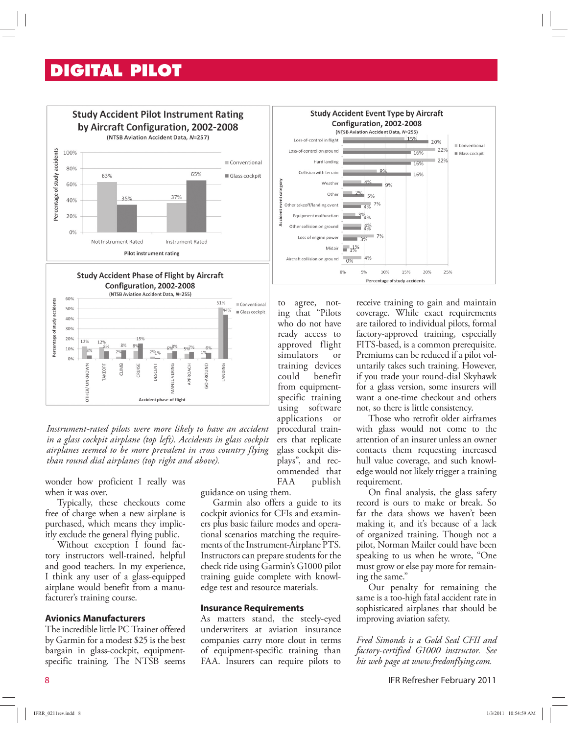# DIGITAL PILOT

**Study Accident Pilot Instrument Rating by Aircraft Configuration, 2002-2008**

(NTSB Aviation Accident Data, N=257)

Percentage of study accidents

100%
80%
60%
40%
20%
0%

63%
35%
37%
65%

Not Instrument Rated
Instrument Rated

Pilot instrument rating

Conventional
Glass cockpit

**Study Accident Event Type by Aircraft Configuration, 2002-2008**

(NTSB Aviation Accident Data, N=255)

Accident event category

Loss-of-control in flight 15% 20%
Loss-of-control on ground 22% 16%
Hard landing 22% 16%
Collision with terrain 8% 16%
Weather 4% 9%
Other 2% 5%
Other takeoff/landing event 7% 4%
Equipment malfunction 3% 4%
Other collision on ground 4% 4%
Loss of engine power 7% 3%
Midair 1% 1%
Aircraft collision on ground 4% 0%

0% 5% 10% 15% 20% 25%

Percentage of study accidents

Conventional
Glass cockpit

**Study Accident Phase of Flight by Aircraft Configuration, 2002-2008**

(NTSB Aviation Accident Data, N=255)

Percentage of study accidents

60%
50%
40%
30%
20%
10%
0%

OTHER/UNKNOWN 12% 3%
TAKEOFF 12% 8%
CLIMB 2% 8%
CRUISE 8% 15%
DESCENT 2% 1%
MANEUVERING 6% 8%
APPROACH 5% 7%
GO-AROUND 1% 6%
LANDING 51% 44%

Accident phase of flight

Conventional
Glass cockpit

*Instrument-rated pilots were more likely to have an accident in a glass cockpit airplane (top left). Accidents in glass cockpit airplanes seemed to be more prevalent in cross country flying than round dial airplanes (top right and above).*

wonder how proficient I really was when it was over.

Typically, these checkouts come free of charge when a new airplane is purchased, which means they implicitly exclude the general flying public.

Without exception I found factory instructors well-trained, helpful and good teachers. In my experience, I think any user of a glass-equipped airplane would benefit from a manufacturer's training course.

## Avionics Manufacturers

The incredible little PC Trainer offered by Garmin for a modest $25 is the best bargain in glass-cockpit, equipment-specific training. The NTSB seems to agree, noting that "Pilots who do not have ready access to approved flight simulators or training devices could benefit from equipment-specific training using software applications or procedural trainers that replicate glass cockpit displays", and recommended that FAA publish guidance on using them.

Garmin also offers a guide to its cockpit avionics for CFIs and examiners plus basic failure modes and operational scenarios matching the requirements of the Instrument-Airplane PTS. Instructors can prepare students for the check ride using Garmin's G1000 pilot training guide complete with knowledge test and resource materials.

## Insurance Requirements

As matters stand, the steely-eyed underwriters at aviation insurance companies carry more clout in terms of equipment-specific training than FAA. Insurers can require pilots to receive training to gain and maintain coverage. While exact requirements are tailored to individual pilots, formal factory-approved training, especially FITS-based, is a common prerequisite. Premiums can be reduced if a pilot voluntarily takes such training. However, if you trade your round-dial Skyhawk for a glass version, some insurers will want a one-time checkout and others not, so there is little consistency.

Those who retrofit older airframes with glass would not come to the attention of an insurer unless an owner contacts them requesting increased hull value coverage, and such knowledge would not likely trigger a training requirement.

On final analysis, the glass safety record is ours to make or break. So far the data shows we haven't been making it, and it's because of a lack of organized training. Though not a pilot, Norman Mailer could have been speaking to us when he wrote, "One must grow or else pay more for remaining the same."

Our penalty for remaining the same is a too-high fatal accident rate in sophisticated airplanes that should be improving aviation safety.

*Fred Simonds is a Gold Seal CFII and factory-certified G1000 instructor. See his web page at www.fredonflying.com.*